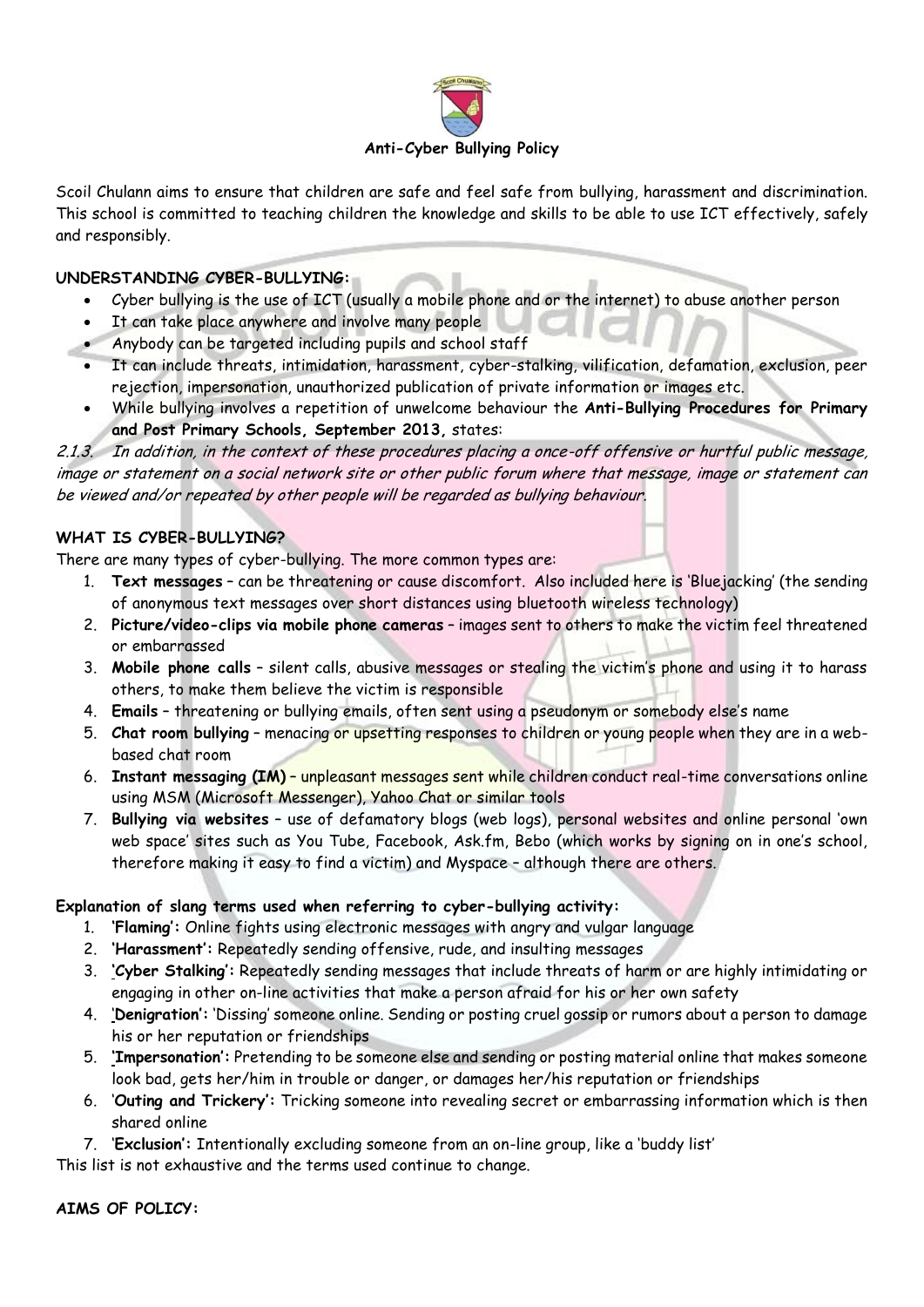# Anti-Cyber Bullying Policy

Scoil Chulann aims to ensure that children are safe and feel safe from bullying, harassment and discrimination. This school is committed to teaching children the knowledge and skills to be able to use ICT effectively, safely and responsibly.

## UNDERSTANDING CYBER-BULLYING:

- Cyber bullying is the use of ICT (usually a mobile phone and or the internet) to abuse another person
- It can take place anywhere and involve many people
- Anybody can be targeted including pupils and school staff
- It can include threats, intimidation, harassment, cyber-stalking, vilification, defamation, exclusion, peer rejection, impersonation, unauthorized publication of private information or images etc.
- While bullying involves a repetition of unwelcome behaviour the **Anti-Bullying Procedures for Primary and Post Primary Schools, September 2013,** states:

*2.1.3. In addition, in the context of these procedures placing a once-off offensive or hurtful public message, image or statement on a social network site or other public forum where that message, image or statement can be viewed and/or repeated by other people will be regarded as bullying behaviour.*

## WHAT IS CYBER-BULLYING?

There are many types of cyber-bullying. The more common types are:

1. **Text messages** – can be threatening or cause discomfort. Also included here is 'Bluejacking' (the sending of anonymous text messages over short distances using bluetooth wireless technology)
2. **Picture/video-clips via mobile phone cameras** – images sent to others to make the victim feel threatened or embarrassed
3. **Mobile phone calls** – silent calls, abusive messages or stealing the victim's phone and using it to harass others, to make them believe the victim is responsible
4. **Emails** – threatening or bullying emails, often sent using a pseudonym or somebody else's name
5. **Chat room bullying** – menacing or upsetting responses to children or young people when they are in a web-based chat room
6. **Instant messaging (IM)** – unpleasant messages sent while children conduct real-time conversations online using MSM (Microsoft Messenger), Yahoo Chat or similar tools
7. **Bullying via websites** – use of defamatory blogs (web logs), personal websites and online personal 'own web space' sites such as You Tube, Facebook, Ask.fm, Bebo (which works by signing on in one's school, therefore making it easy to find a victim) and Myspace – although there are others.

**Explanation of slang terms used when referring to cyber-bullying activity:**

1. **'Flaming':** Online fights using electronic messages with angry and vulgar language
2. **'Harassment':** Repeatedly sending offensive, rude, and insulting messages
3. **'Cyber Stalking':** Repeatedly sending messages that include threats of harm or are highly intimidating or engaging in other on-line activities that make a person afraid for his or her own safety
4. **'Denigration':** 'Dissing' someone online. Sending or posting cruel gossip or rumors about a person to damage his or her reputation or friendships
5. **'Impersonation':** Pretending to be someone else and sending or posting material online that makes someone look bad, gets her/him in trouble or danger, or damages her/his reputation or friendships
6. **'Outing and Trickery':** Tricking someone into revealing secret or embarrassing information which is then shared online
7. **'Exclusion':** Intentionally excluding someone from an on-line group, like a 'buddy list'

This list is not exhaustive and the terms used continue to change.

## AIMS OF POLICY: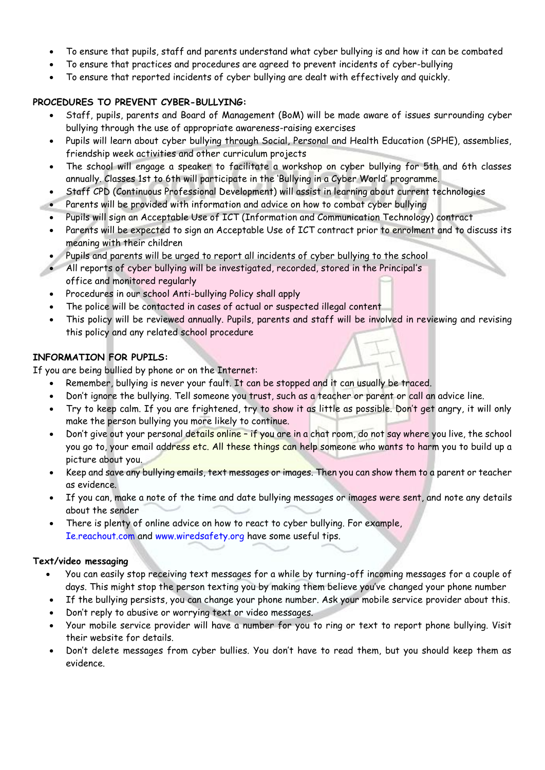- To ensure that pupils, staff and parents understand what cyber bullying is and how it can be combated
- To ensure that practices and procedures are agreed to prevent incidents of cyber-bullying
- To ensure that reported incidents of cyber bullying are dealt with effectively and quickly.

**PROCEDURES TO PREVENT CYBER-BULLYING:**

- Staff, pupils, parents and Board of Management (BoM) will be made aware of issues surrounding cyber bullying through the use of appropriate awareness-raising exercises
- Pupils will learn about cyber bullying through Social, Personal and Health Education (SPHE), assemblies, friendship week activities and other curriculum projects
- The school will engage a speaker to facilitate a workshop on cyber bullying for 5th and 6th classes annually. Classes 1st to 6th will participate in the 'Bullying in a Cyber World' programme.
- Staff CPD (Continuous Professional Development) will assist in learning about current technologies
- Parents will be provided with information and advice on how to combat cyber bullying
- Pupils will sign an Acceptable Use of ICT (Information and Communication Technology) contract
- Parents will be expected to sign an Acceptable Use of ICT contract prior to enrolment and to discuss its meaning with their children
- Pupils and parents will be urged to report all incidents of cyber bullying to the school
- All reports of cyber bullying will be investigated, recorded, stored in the Principal's office and monitored regularly
- Procedures in our school Anti-bullying Policy shall apply
- The police will be contacted in cases of actual or suspected illegal content
- This policy will be reviewed annually. Pupils, parents and staff will be involved in reviewing and revising this policy and any related school procedure

**INFORMATION FOR PUPILS:**

If you are being bullied by phone or on the Internet:

- Remember, bullying is never your fault. It can be stopped and it can usually be traced.
- Don't ignore the bullying. Tell someone you trust, such as a teacher or parent or call an advice line.
- Try to keep calm. If you are frightened, try to show it as little as possible. Don't get angry, it will only make the person bullying you more likely to continue.
- Don't give out your personal details online – if you are in a chat room, do not say where you live, the school you go to, your email address etc. All these things can help someone who wants to harm you to build up a picture about you.
- Keep and save any bullying emails, text messages or images. Then you can show them to a parent or teacher as evidence.
- If you can, make a note of the time and date bullying messages or images were sent, and note any details about the sender
- There is plenty of online advice on how to react to cyber bullying. For example, Ie.reachout.com and www.wiredsafety.org have some useful tips.

**Text/video messaging**

- You can easily stop receiving text messages for a while by turning-off incoming messages for a couple of days. This might stop the person texting you by making them believe you've changed your phone number
- If the bullying persists, you can change your phone number. Ask your mobile service provider about this.
- Don't reply to abusive or worrying text or video messages.
- Your mobile service provider will have a number for you to ring or text to report phone bullying. Visit their website for details.
- Don't delete messages from cyber bullies. You don't have to read them, but you should keep them as evidence.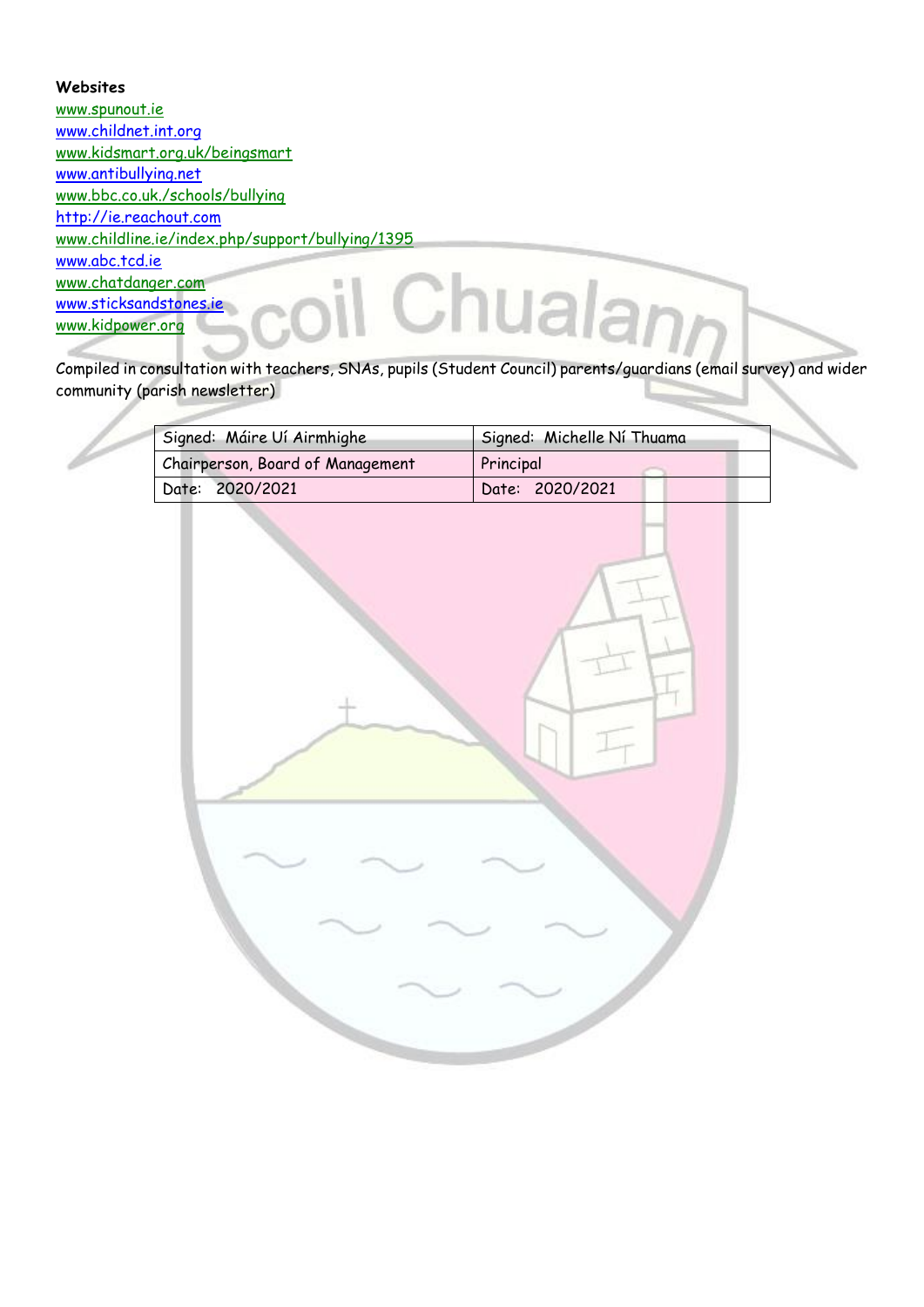**Websites**

www.spunout.ie
www.childnet.int.org
www.kidsmart.org.uk/beingsmart
www.antibullying.net
www.bbc.co.uk./schools/bullying
http://ie.reachout.com
www.childline.ie/index.php/support/bullying/1395
www.abc.tcd.ie
www.chatdanger.com
www.sticksandstones.ie
www.kidpower.org

Compiled in consultation with teachers, SNAs, pupils (Student Council) parents/guardians (email survey) and wider community (parish newsletter)

| | |
|---|---|
| Signed: Máire Uí Airmhighe | Signed: Michelle Ní Thuama |
| Chairperson, Board of Management | Principal |
| Date: 2020/2021 | Date: 2020/2021 |